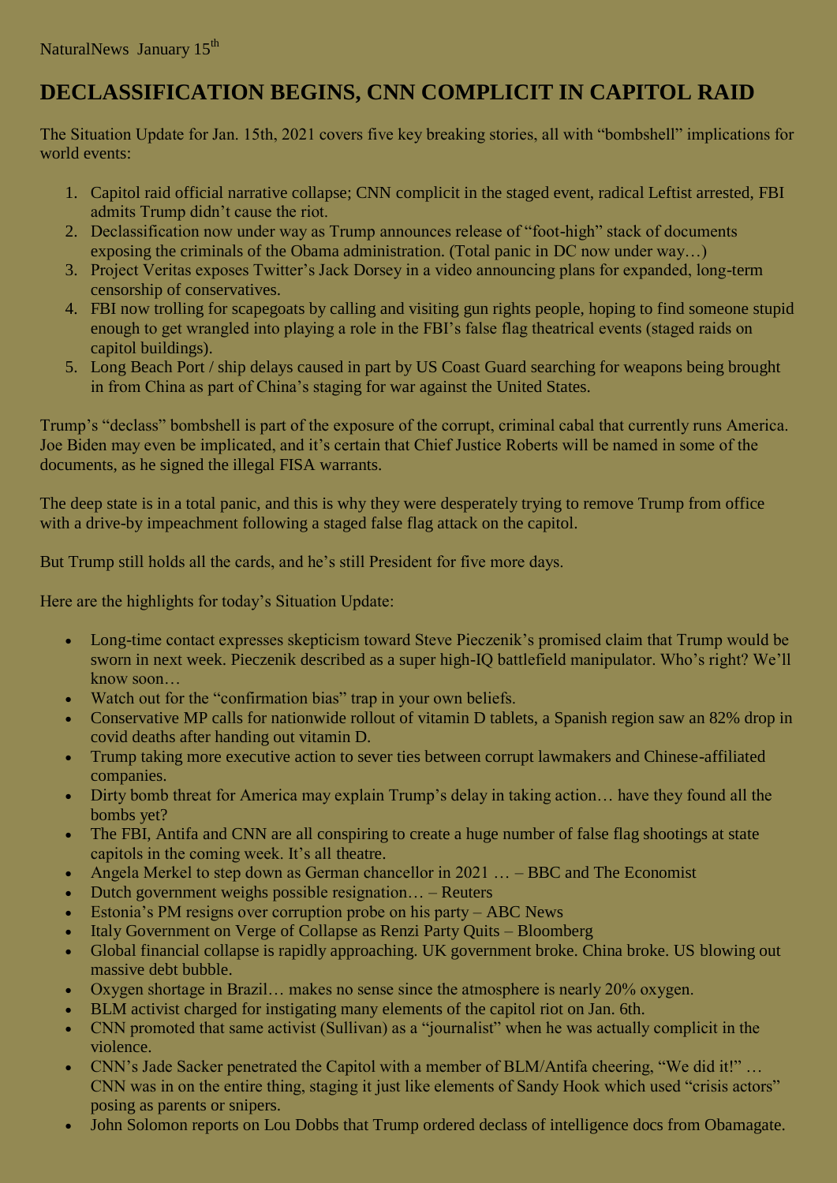NaturalNews January 15th

# DECLASSIFICATION BEGINS, CNN COMPLICIT IN CAPITOL RAID

The Situation Update for Jan. 15th, 2021 covers five key breaking stories, all with "bombshell" implications for world events:

1. Capitol raid official narrative collapse; CNN complicit in the staged event, radical Leftist arrested, FBI admits Trump didn't cause the riot.
2. Declassification now under way as Trump announces release of "foot-high" stack of documents exposing the criminals of the Obama administration. (Total panic in DC now under way…)
3. Project Veritas exposes Twitter's Jack Dorsey in a video announcing plans for expanded, long-term censorship of conservatives.
4. FBI now trolling for scapegoats by calling and visiting gun rights people, hoping to find someone stupid enough to get wrangled into playing a role in the FBI's false flag theatrical events (staged raids on capitol buildings).
5. Long Beach Port / ship delays caused in part by US Coast Guard searching for weapons being brought in from China as part of China's staging for war against the United States.

Trump's "declass" bombshell is part of the exposure of the corrupt, criminal cabal that currently runs America. Joe Biden may even be implicated, and it's certain that Chief Justice Roberts will be named in some of the documents, as he signed the illegal FISA warrants.

The deep state is in a total panic, and this is why they were desperately trying to remove Trump from office with a drive-by impeachment following a staged false flag attack on the capitol.

But Trump still holds all the cards, and he's still President for five more days.

Here are the highlights for today's Situation Update:

- Long-time contact expresses skepticism toward Steve Pieczenik's promised claim that Trump would be sworn in next week. Pieczenik described as a super high-IQ battlefield manipulator. Who's right? We'll know soon…
- Watch out for the "confirmation bias" trap in your own beliefs.
- Conservative MP calls for nationwide rollout of vitamin D tablets, a Spanish region saw an 82% drop in covid deaths after handing out vitamin D.
- Trump taking more executive action to sever ties between corrupt lawmakers and Chinese-affiliated companies.
- Dirty bomb threat for America may explain Trump's delay in taking action… have they found all the bombs yet?
- The FBI, Antifa and CNN are all conspiring to create a huge number of false flag shootings at state capitols in the coming week. It's all theatre.
- Angela Merkel to step down as German chancellor in 2021 … – BBC and The Economist
- Dutch government weighs possible resignation… – Reuters
- Estonia's PM resigns over corruption probe on his party – ABC News
- Italy Government on Verge of Collapse as Renzi Party Quits – Bloomberg
- Global financial collapse is rapidly approaching. UK government broke. China broke. US blowing out massive debt bubble.
- Oxygen shortage in Brazil… makes no sense since the atmosphere is nearly 20% oxygen.
- BLM activist charged for instigating many elements of the capitol riot on Jan. 6th.
- CNN promoted that same activist (Sullivan) as a "journalist" when he was actually complicit in the violence.
- CNN's Jade Sacker penetrated the Capitol with a member of BLM/Antifa cheering, "We did it!" … CNN was in on the entire thing, staging it just like elements of Sandy Hook which used "crisis actors" posing as parents or snipers.
- John Solomon reports on Lou Dobbs that Trump ordered declass of intelligence docs from Obamagate.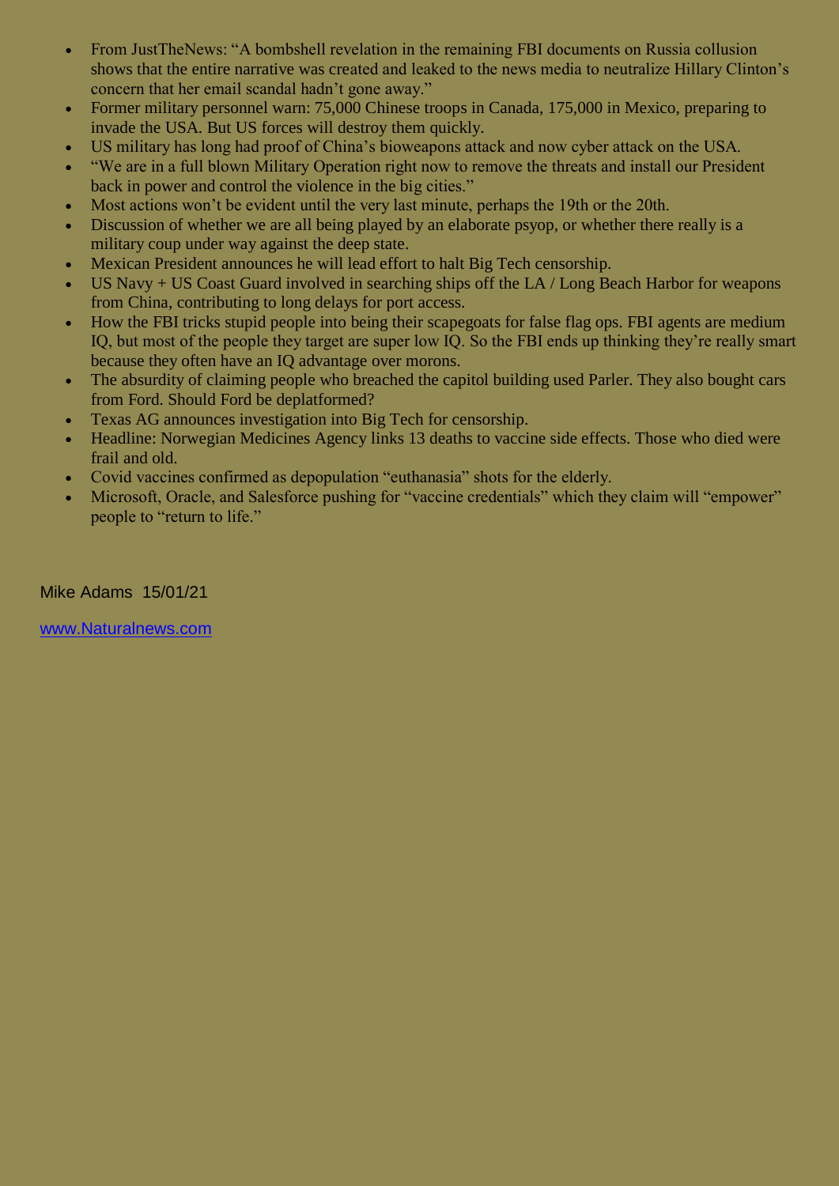- From JustTheNews: "A bombshell revelation in the remaining FBI documents on Russia collusion shows that the entire narrative was created and leaked to the news media to neutralize Hillary Clinton's concern that her email scandal hadn't gone away."
- Former military personnel warn: 75,000 Chinese troops in Canada, 175,000 in Mexico, preparing to invade the USA. But US forces will destroy them quickly.
- US military has long had proof of China's bioweapons attack and now cyber attack on the USA.
- "We are in a full blown Military Operation right now to remove the threats and install our President back in power and control the violence in the big cities."
- Most actions won't be evident until the very last minute, perhaps the 19th or the 20th.
- Discussion of whether we are all being played by an elaborate psyop, or whether there really is a military coup under way against the deep state.
- Mexican President announces he will lead effort to halt Big Tech censorship.
- US Navy + US Coast Guard involved in searching ships off the LA / Long Beach Harbor for weapons from China, contributing to long delays for port access.
- How the FBI tricks stupid people into being their scapegoats for false flag ops. FBI agents are medium IQ, but most of the people they target are super low IQ. So the FBI ends up thinking they're really smart because they often have an IQ advantage over morons.
- The absurdity of claiming people who breached the capitol building used Parler. They also bought cars from Ford. Should Ford be deplatformed?
- Texas AG announces investigation into Big Tech for censorship.
- Headline: Norwegian Medicines Agency links 13 deaths to vaccine side effects. Those who died were frail and old.
- Covid vaccines confirmed as depopulation "euthanasia" shots for the elderly.
- Microsoft, Oracle, and Salesforce pushing for "vaccine credentials" which they claim will "empower" people to "return to life."

Mike Adams 15/01/21

[www.Naturalnews.com](http://www.Naturalnews.com)